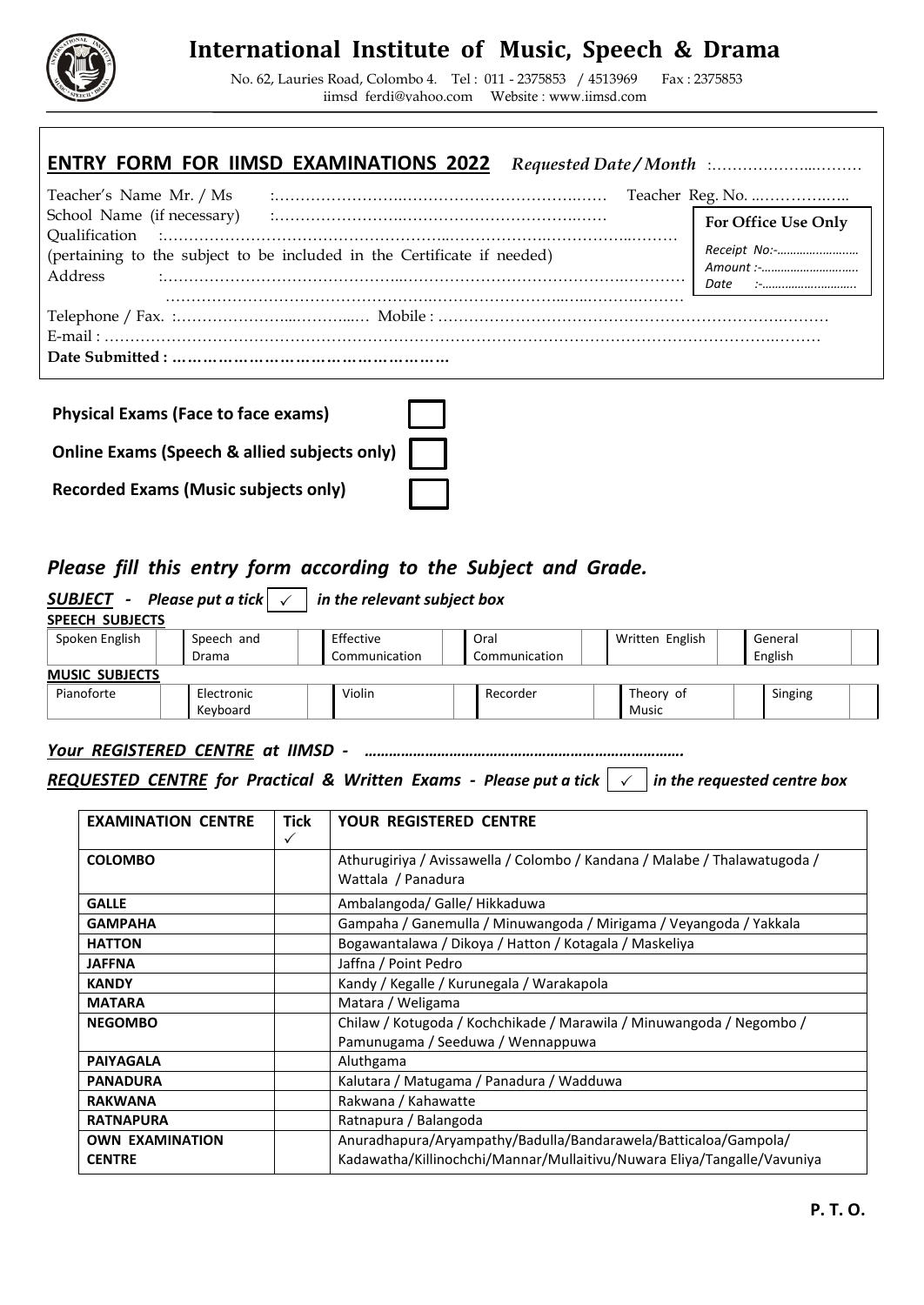# International Institute of Music, Speech & Drama

No. 62, Lauries Road, Colombo 4. Tel : 011 - 2375853 / 4513969 Fax : 2375853
iimsd_ferdi@yahoo.com Website : www.iimsd.com

## ENTRY FORM FOR IIMSD EXAMINATIONS 2022 *Requested Date / Month* :………………..………

Teacher's Name Mr. / Ms :…………………….……………………………..…… Teacher Reg. No. ..……………..

School Name (if necessary) :……………………….……………………………..……

Qualification :………………………………………………..…………………………………..………
(pertaining to the subject to be included in the Certificate if needed)

Address :……………………………………………..……………………………………………………
……………………………………………………………………………………………………

Telephone / Fax. :………………...……...… Mobile : ……………………………………………………………

E-mail : ……………………………………………………………………………………………………………………

**Date Submitted : ……………………………………………**

| For Office Use Only |
|---|
| *Receipt No:-……………………* |
| *Amount :-………………………* |
| *Date :-…………………………* |

**Physical Exams (Face to face exams)** ☐

**Online Exams (Speech & allied subjects only)** ☐

**Recorded Exams (Music subjects only)** ☐

## *Please fill this entry form according to the Subject and Grade.*

***SUBJECT* - *Please put a tick* ✓ *in the relevant subject box***

**SPEECH SUBJECTS**

| Spoken English | | Speech and Drama | | Effective Communication | | Oral Communication | | Written English | | General English | |
|---|---|---|---|---|---|---|---|---|---|---|---|

**MUSIC SUBJECTS**

| Pianoforte | | Electronic Keyboard | | Violin | | Recorder | | Theory of Music | | Singing | |
|---|---|---|---|---|---|---|---|---|---|---|---|

***Your REGISTERED CENTRE at IIMSD -*** **……………………………………………………………….**

***REQUESTED CENTRE for Practical & Written Exams - Please put a tick*** ✓ ***in the requested centre box***

| EXAMINATION CENTRE | Tick ✓ | YOUR REGISTERED CENTRE |
|---|---|---|
| **COLOMBO** | | Athurugiriya / Avissawella / Colombo / Kandana / Malabe / Thalawatugoda / Wattala / Panadura |
| **GALLE** | | Ambalangoda/ Galle/ Hikkaduwa |
| **GAMPAHA** | | Gampaha / Ganemulla / Minuwangoda / Mirigama / Veyangoda / Yakkala |
| **HATTON** | | Bogawantalawa / Dikoya / Hatton / Kotagala / Maskeliya |
| **JAFFNA** | | Jaffna / Point Pedro |
| **KANDY** | | Kandy / Kegalle / Kurunegala / Warakapola |
| **MATARA** | | Matara / Weligama |
| **NEGOMBO** | | Chilaw / Kotugoda / Kochchikade / Marawila / Minuwangoda / Negombo / Pamunugama / Seeduwa / Wennappuwa |
| **PAIYAGALA** | | Aluthgama |
| **PANADURA** | | Kalutara / Matugama / Panadura / Wadduwa |
| **RAKWANA** | | Rakwana / Kahawatte |
| **RATNAPURA** | | Ratnapura / Balangoda |
| **OWN EXAMINATION CENTRE** | | Anuradhapura/Aryampathy/Badulla/Bandarawela/Batticaloa/Gampola/ Kadawatha/Killinochchi/Mannar/Mullaitivu/Nuwara Eliya/Tangalle/Vavuniya |

**P. T. O.**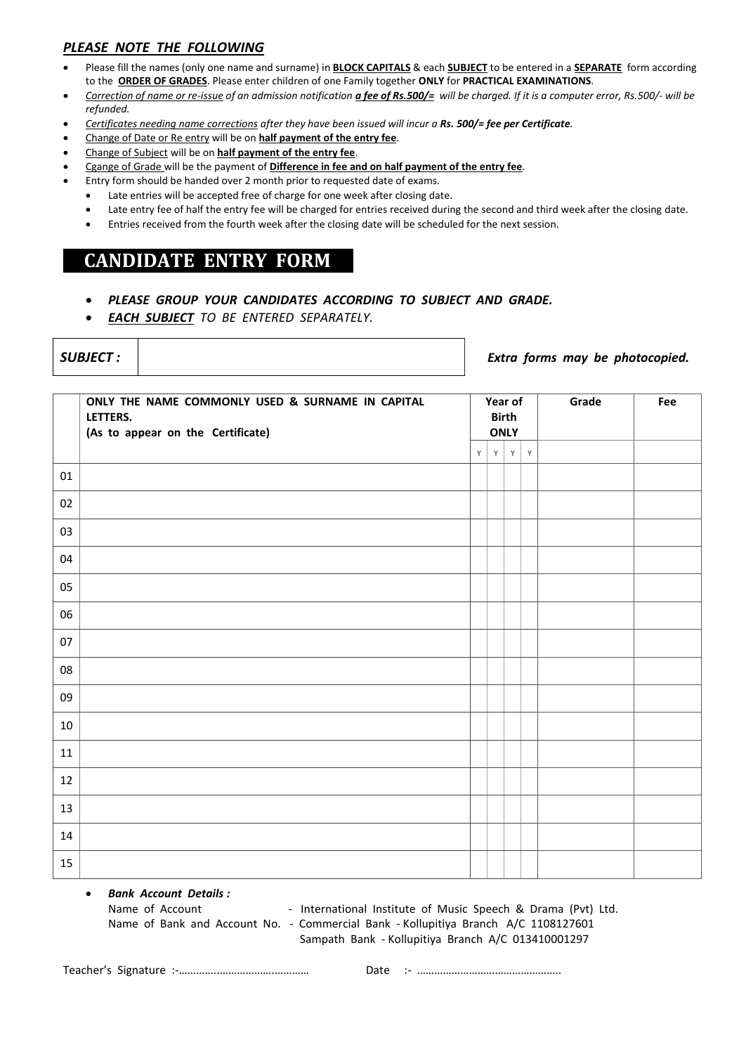## *PLEASE NOTE THE FOLLOWING*

- Please fill the names (only one name and surname) in **BLOCK CAPITALS** & each **SUBJECT** to be entered in a **SEPARATE** form according to the **ORDER OF GRADES**. Please enter children of one Family together **ONLY** for **PRACTICAL EXAMINATIONS**.
- *Correction of name or re-issue of an admission notification **a fee of Rs.500/=** will be charged. If it is a computer error, Rs.500/- will be refunded.*
- *Certificates needing name corrections after they have been issued will incur a **Rs. 500/= fee per Certificate**.*
- Change of Date or Re entry will be on **half payment of the entry fee**.
- Change of Subject will be on **half payment of the entry fee**.
- Cgange of Grade will be the payment of **Difference in fee and on half payment of the entry fee**.
- Entry form should be handed over 2 month prior to requested date of exams.
  - Late entries will be accepted free of charge for one week after closing date.
  - Late entry fee of half the entry fee will be charged for entries received during the second and third week after the closing date.
  - Entries received from the fourth week after the closing date will be scheduled for the next session.

# CANDIDATE ENTRY FORM

- ***PLEASE GROUP YOUR CANDIDATES ACCORDING TO SUBJECT AND GRADE.***
- ***EACH SUBJECT*** *TO BE ENTERED SEPARATELY.*

| ***SUBJECT :*** | |
|---|---|

***Extra forms may be photocopied.***

| | ONLY THE NAME COMMONLY USED & SURNAME IN CAPITAL LETTERS. (As to appear on the Certificate) | Year of Birth ONLY | | | | Grade | Fee |
|---|---|---|---|---|---|---|---|
| | | Y | Y | Y | Y | | |
| 01 | | | | | | | |
| 02 | | | | | | | |
| 03 | | | | | | | |
| 04 | | | | | | | |
| 05 | | | | | | | |
| 06 | | | | | | | |
| 07 | | | | | | | |
| 08 | | | | | | | |
| 09 | | | | | | | |
| 10 | | | | | | | |
| 11 | | | | | | | |
| 12 | | | | | | | |
| 13 | | | | | | | |
| 14 | | | | | | | |
| 15 | | | | | | | |

- ***Bank Account Details :***

Name of Account - International Institute of Music Speech & Drama (Pvt) Ltd.

Name of Bank and Account No. - Commercial Bank - Kollupitiya Branch A/C 1108127601

Sampath Bank - Kollupitiya Branch A/C 013410001297

Teacher's Signature :-………………………………………  Date :- …………………………………………..